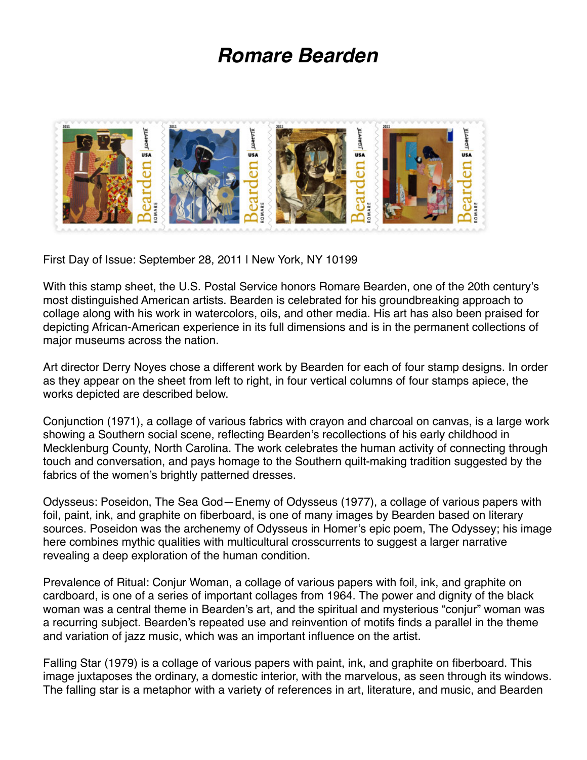# ***Romare Bearden***

First Day of Issue: September 28, 2011 | New York, NY 10199

With this stamp sheet, the U.S. Postal Service honors Romare Bearden, one of the 20th century's most distinguished American artists. Bearden is celebrated for his groundbreaking approach to collage along with his work in watercolors, oils, and other media. His art has also been praised for depicting African-American experience in its full dimensions and is in the permanent collections of major museums across the nation.

Art director Derry Noyes chose a different work by Bearden for each of four stamp designs. In order as they appear on the sheet from left to right, in four vertical columns of four stamps apiece, the works depicted are described below.

Conjunction (1971), a collage of various fabrics with crayon and charcoal on canvas, is a large work showing a Southern social scene, reflecting Bearden's recollections of his early childhood in Mecklenburg County, North Carolina. The work celebrates the human activity of connecting through touch and conversation, and pays homage to the Southern quilt-making tradition suggested by the fabrics of the women's brightly patterned dresses.

Odysseus: Poseidon, The Sea God—Enemy of Odysseus (1977), a collage of various papers with foil, paint, ink, and graphite on fiberboard, is one of many images by Bearden based on literary sources. Poseidon was the archenemy of Odysseus in Homer's epic poem, The Odyssey; his image here combines mythic qualities with multicultural crosscurrents to suggest a larger narrative revealing a deep exploration of the human condition.

Prevalence of Ritual: Conjur Woman, a collage of various papers with foil, ink, and graphite on cardboard, is one of a series of important collages from 1964. The power and dignity of the black woman was a central theme in Bearden's art, and the spiritual and mysterious "conjur" woman was a recurring subject. Bearden's repeated use and reinvention of motifs finds a parallel in the theme and variation of jazz music, which was an important influence on the artist.

Falling Star (1979) is a collage of various papers with paint, ink, and graphite on fiberboard. This image juxtaposes the ordinary, a domestic interior, with the marvelous, as seen through its windows. The falling star is a metaphor with a variety of references in art, literature, and music, and Bearden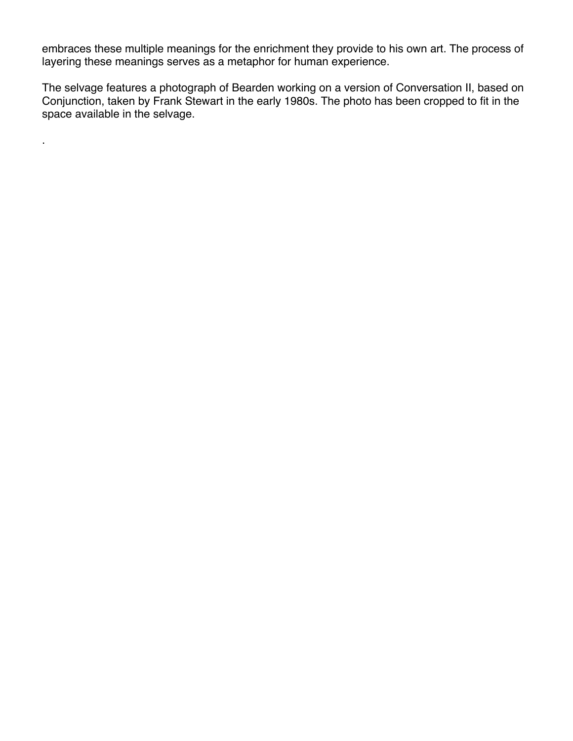embraces these multiple meanings for the enrichment they provide to his own art. The process of layering these meanings serves as a metaphor for human experience.

The selvage features a photograph of Bearden working on a version of Conversation II, based on Conjunction, taken by Frank Stewart in the early 1980s. The photo has been cropped to fit in the space available in the selvage.

.